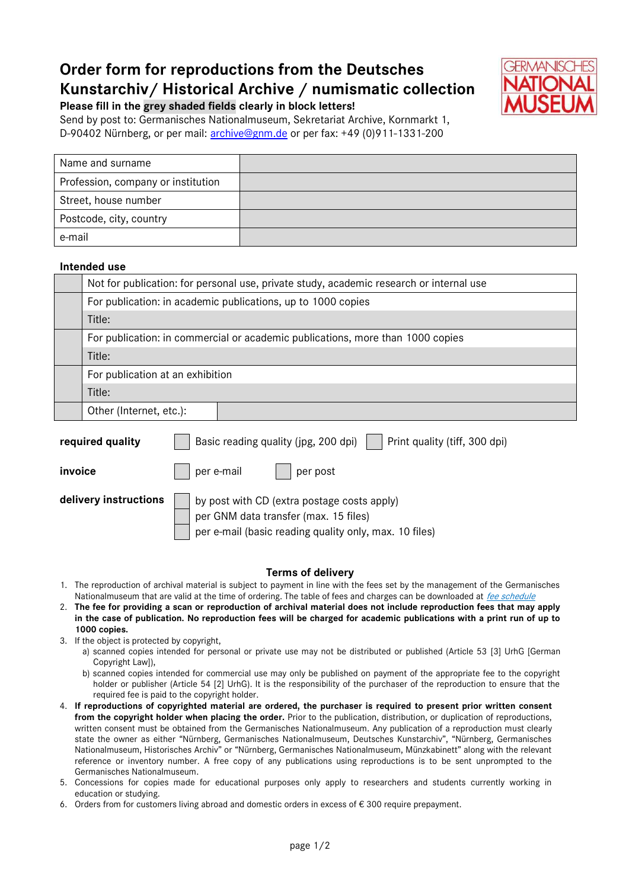# Order form for reproductions from the Deutsches Kunstarchiv/ Historical Archive / numismatic collection

**Please fill in the grey shaded fields clearly in block letters!**

Send by post to: Germanisches Nationalmuseum, Sekretariat Archive, Kornmarkt 1, D-90402 Nürnberg, or per mail: archive@gnm.de or per fax: +49 (0)911-1331-200

| | |
|---|---|
| Name and surname | |
| Profession, company or institution | |
| Street, house number | |
| Postcode, city, country | |
| e-mail | |

**Intended use**

| | | |
|---|---|---|
| | Not for publication: for personal use, private study, academic research or internal use | |
| | For publication: in academic publications, up to 1000 copies | |
| | Title: | |
| | For publication: in commercial or academic publications, more than 1000 copies | |
| | Title: | |
| | For publication at an exhibition | |
| | Title: | |
| | Other (Internet, etc.): | |

**required quality** ☐ Basic reading quality (jpg, 200 dpi) ☐ Print quality (tiff, 300 dpi)

**invoice** ☐ per e-mail ☐ per post

**delivery instructions**
☐ by post with CD (extra postage costs apply)
☐ per GNM data transfer (max. 15 files)
☐ per e-mail (basic reading quality only, max. 10 files)

## Terms of delivery

1. The reproduction of archival material is subject to payment in line with the fees set by the management of the Germanisches Nationalmuseum that are valid at the time of ordering. The table of fees and charges can be downloaded at *fee schedule*
2. **The fee for providing a scan or reproduction of archival material does not include reproduction fees that may apply in the case of publication. No reproduction fees will be charged for academic publications with a print run of up to 1000 copies.**
3. If the object is protected by copyright,
   a) scanned copies intended for personal or private use may not be distributed or published (Article 53 [3] UrhG [German Copyright Law]),
   b) scanned copies intended for commercial use may only be published on payment of the appropriate fee to the copyright holder or publisher (Article 54 [2] UrhG). It is the responsibility of the purchaser of the reproduction to ensure that the required fee is paid to the copyright holder.
4. **If reproductions of copyrighted material are ordered, the purchaser is required to present prior written consent from the copyright holder when placing the order.** Prior to the publication, distribution, or duplication of reproductions, written consent must be obtained from the Germanisches Nationalmuseum. Any publication of a reproduction must clearly state the owner as either "Nürnberg, Germanisches Nationalmuseum, Deutsches Kunstarchiv", "Nürnberg, Germanisches Nationalmuseum, Historisches Archiv" or "Nürnberg, Germanisches Nationalmuseum, Münzkabinett" along with the relevant reference or inventory number. A free copy of any publications using reproductions is to be sent unprompted to the Germanisches Nationalmuseum.
5. Concessions for copies made for educational purposes only apply to researchers and students currently working in education or studying.
6. Orders from for customers living abroad and domestic orders in excess of € 300 require prepayment.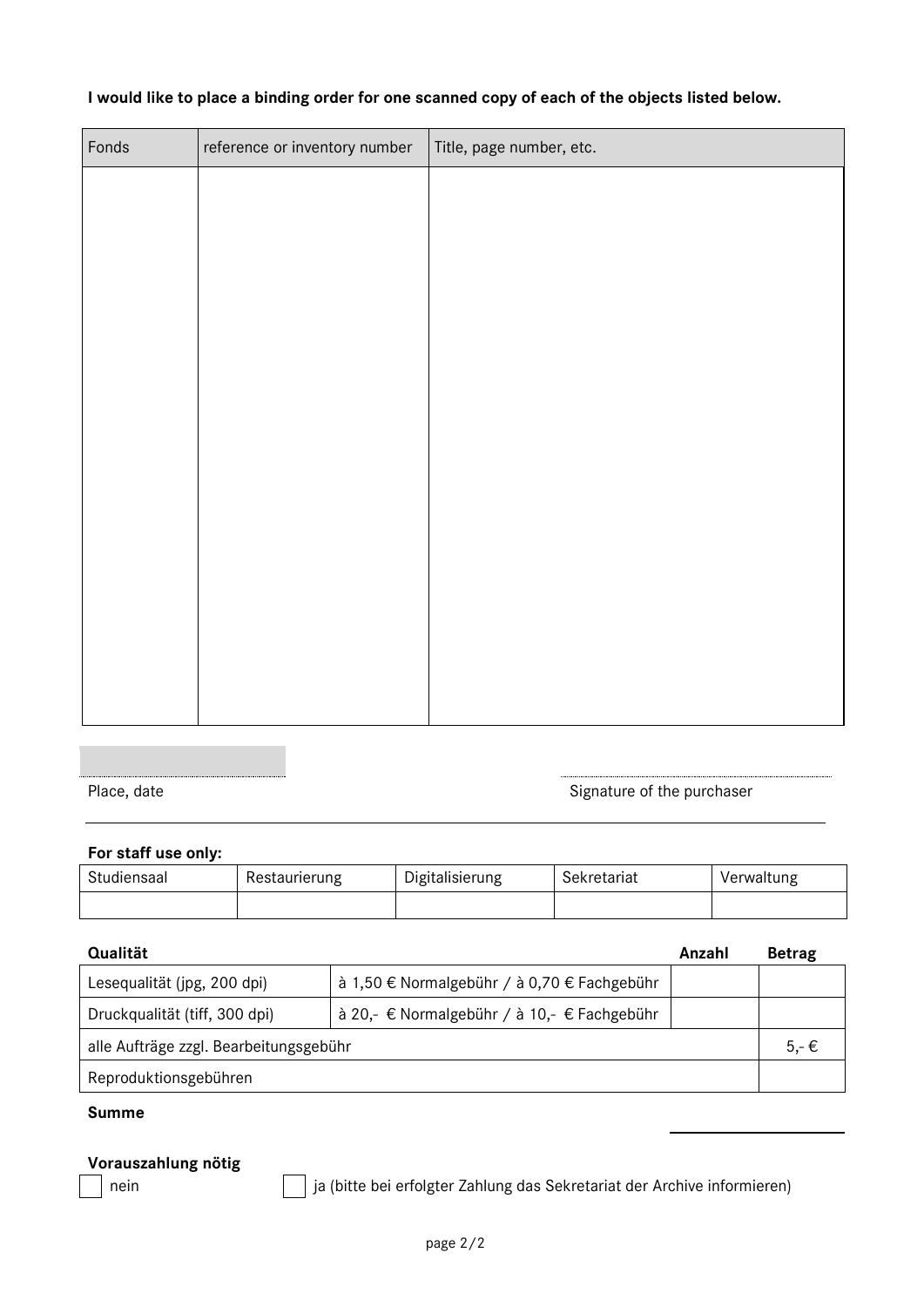**I would like to place a binding order for one scanned copy of each of the objects listed below.**

| Fonds | reference or inventory number | Title, page number, etc. |
|---|---|---|
| | | |

Place, date

Signature of the purchaser

**For staff use only:**

| Studiensaal | Restaurierung | Digitalisierung | Sekretariat | Verwaltung |
|---|---|---|---|---|
| | | | | |

| **Qualität** | | **Anzahl** | **Betrag** |
|---|---|---|---|
| Lesequalität (jpg, 200 dpi) | à 1,50 € Normalgebühr / à 0,70 € Fachgebühr | | |
| Druckqualität (tiff, 300 dpi) | à 20,- € Normalgebühr / à 10,- € Fachgebühr | | |
| alle Aufträge zzgl. Bearbeitungsgebühr | | | 5,- € |
| Reproduktionsgebühren | | | |

**Summe**

**Vorauszahlung nötig**

☐ nein

☐ ja (bitte bei erfolgter Zahlung das Sekretariat der Archive informieren)